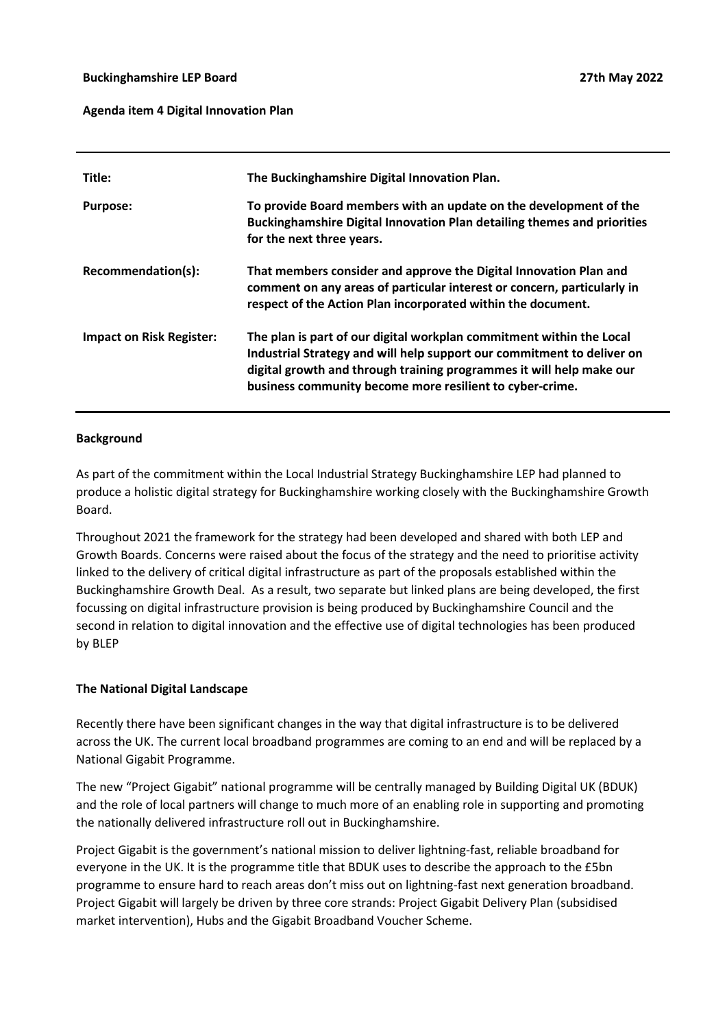**Buckinghamshire LEP Board** **27th May 2022**

**Agenda item 4 Digital Innovation Plan**

| | |
|---|---|
| **Title:** | **The Buckinghamshire Digital Innovation Plan.** |
| **Purpose:** | **To provide Board members with an update on the development of the Buckinghamshire Digital Innovation Plan detailing themes and priorities for the next three years.** |
| **Recommendation(s):** | **That members consider and approve the Digital Innovation Plan and comment on any areas of particular interest or concern, particularly in respect of the Action Plan incorporated within the document.** |
| **Impact on Risk Register:** | **The plan is part of our digital workplan commitment within the Local Industrial Strategy and will help support our commitment to deliver on digital growth and through training programmes it will help make our business community become more resilient to cyber-crime.** |

## Background

As part of the commitment within the Local Industrial Strategy Buckinghamshire LEP had planned to produce a holistic digital strategy for Buckinghamshire working closely with the Buckinghamshire Growth Board.

Throughout 2021 the framework for the strategy had been developed and shared with both LEP and Growth Boards. Concerns were raised about the focus of the strategy and the need to prioritise activity linked to the delivery of critical digital infrastructure as part of the proposals established within the Buckinghamshire Growth Deal. As a result, two separate but linked plans are being developed, the first focussing on digital infrastructure provision is being produced by Buckinghamshire Council and the second in relation to digital innovation and the effective use of digital technologies has been produced by BLEP

## The National Digital Landscape

Recently there have been significant changes in the way that digital infrastructure is to be delivered across the UK. The current local broadband programmes are coming to an end and will be replaced by a National Gigabit Programme.

The new "Project Gigabit" national programme will be centrally managed by Building Digital UK (BDUK) and the role of local partners will change to much more of an enabling role in supporting and promoting the nationally delivered infrastructure roll out in Buckinghamshire.

Project Gigabit is the government's national mission to deliver lightning-fast, reliable broadband for everyone in the UK. It is the programme title that BDUK uses to describe the approach to the £5bn programme to ensure hard to reach areas don't miss out on lightning-fast next generation broadband. Project Gigabit will largely be driven by three core strands: Project Gigabit Delivery Plan (subsidised market intervention), Hubs and the Gigabit Broadband Voucher Scheme.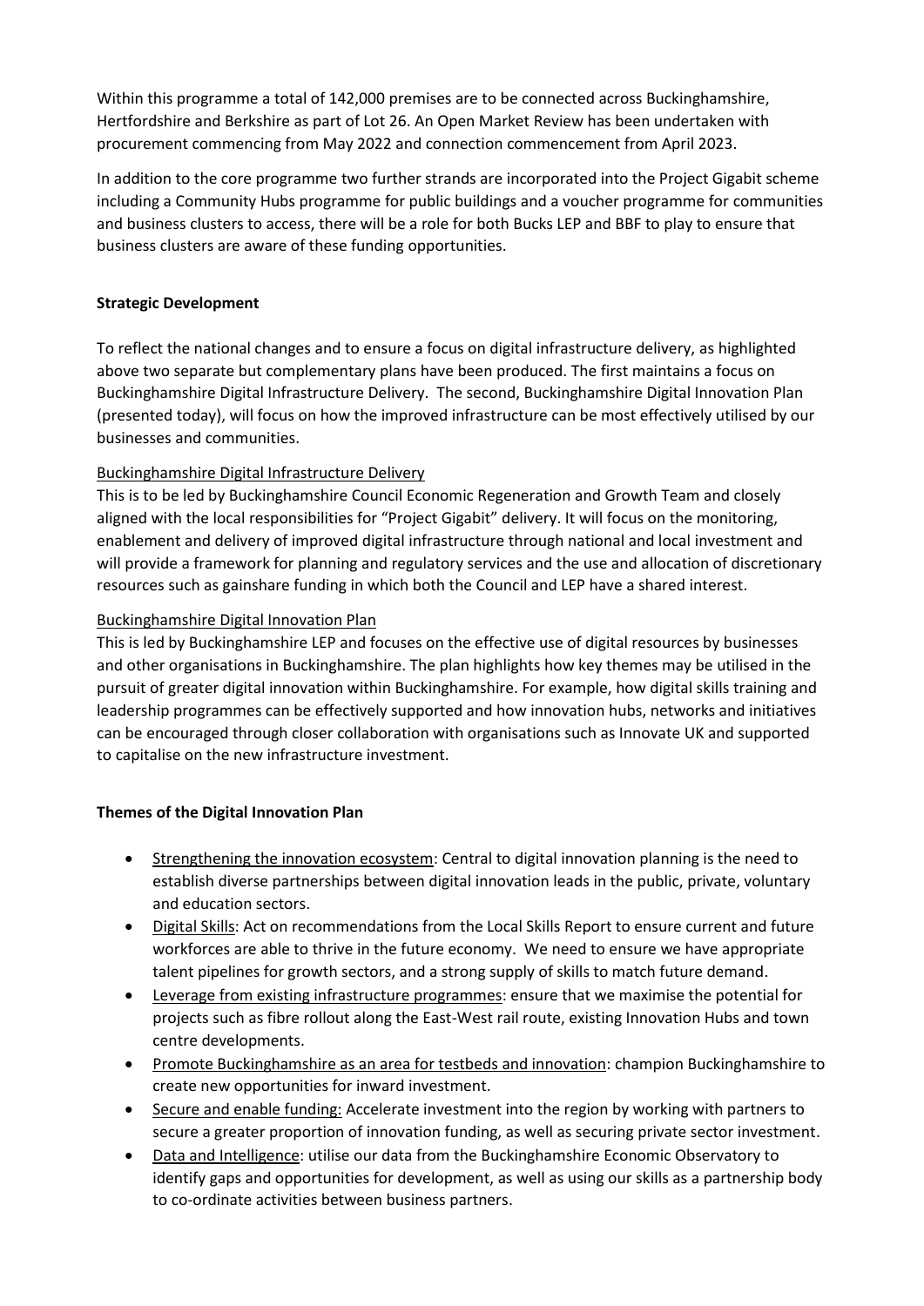Within this programme a total of 142,000 premises are to be connected across Buckinghamshire, Hertfordshire and Berkshire as part of Lot 26. An Open Market Review has been undertaken with procurement commencing from May 2022 and connection commencement from April 2023.

In addition to the core programme two further strands are incorporated into the Project Gigabit scheme including a Community Hubs programme for public buildings and a voucher programme for communities and business clusters to access, there will be a role for both Bucks LEP and BBF to play to ensure that business clusters are aware of these funding opportunities.

**Strategic Development**

To reflect the national changes and to ensure a focus on digital infrastructure delivery, as highlighted above two separate but complementary plans have been produced. The first maintains a focus on Buckinghamshire Digital Infrastructure Delivery. The second, Buckinghamshire Digital Innovation Plan (presented today), will focus on how the improved infrastructure can be most effectively utilised by our businesses and communities.

<u>Buckinghamshire Digital Infrastructure Delivery</u>
This is to be led by Buckinghamshire Council Economic Regeneration and Growth Team and closely aligned with the local responsibilities for "Project Gigabit" delivery. It will focus on the monitoring, enablement and delivery of improved digital infrastructure through national and local investment and will provide a framework for planning and regulatory services and the use and allocation of discretionary resources such as gainshare funding in which both the Council and LEP have a shared interest.

<u>Buckinghamshire Digital Innovation Plan</u>
This is led by Buckinghamshire LEP and focuses on the effective use of digital resources by businesses and other organisations in Buckinghamshire. The plan highlights how key themes may be utilised in the pursuit of greater digital innovation within Buckinghamshire. For example, how digital skills training and leadership programmes can be effectively supported and how innovation hubs, networks and initiatives can be encouraged through closer collaboration with organisations such as Innovate UK and supported to capitalise on the new infrastructure investment.

**Themes of the Digital Innovation Plan**

- <u>Strengthening the innovation ecosystem</u>: Central to digital innovation planning is the need to establish diverse partnerships between digital innovation leads in the public, private, voluntary and education sectors.
- <u>Digital Skills</u>: Act on recommendations from the Local Skills Report to ensure current and future workforces are able to thrive in the future economy. We need to ensure we have appropriate talent pipelines for growth sectors, and a strong supply of skills to match future demand.
- <u>Leverage from existing infrastructure programmes</u>: ensure that we maximise the potential for projects such as fibre rollout along the East-West rail route, existing Innovation Hubs and town centre developments.
- <u>Promote Buckinghamshire as an area for testbeds and innovation</u>: champion Buckinghamshire to create new opportunities for inward investment.
- <u>Secure and enable funding:</u> Accelerate investment into the region by working with partners to secure a greater proportion of innovation funding, as well as securing private sector investment.
- <u>Data and Intelligence</u>: utilise our data from the Buckinghamshire Economic Observatory to identify gaps and opportunities for development, as well as using our skills as a partnership body to co-ordinate activities between business partners.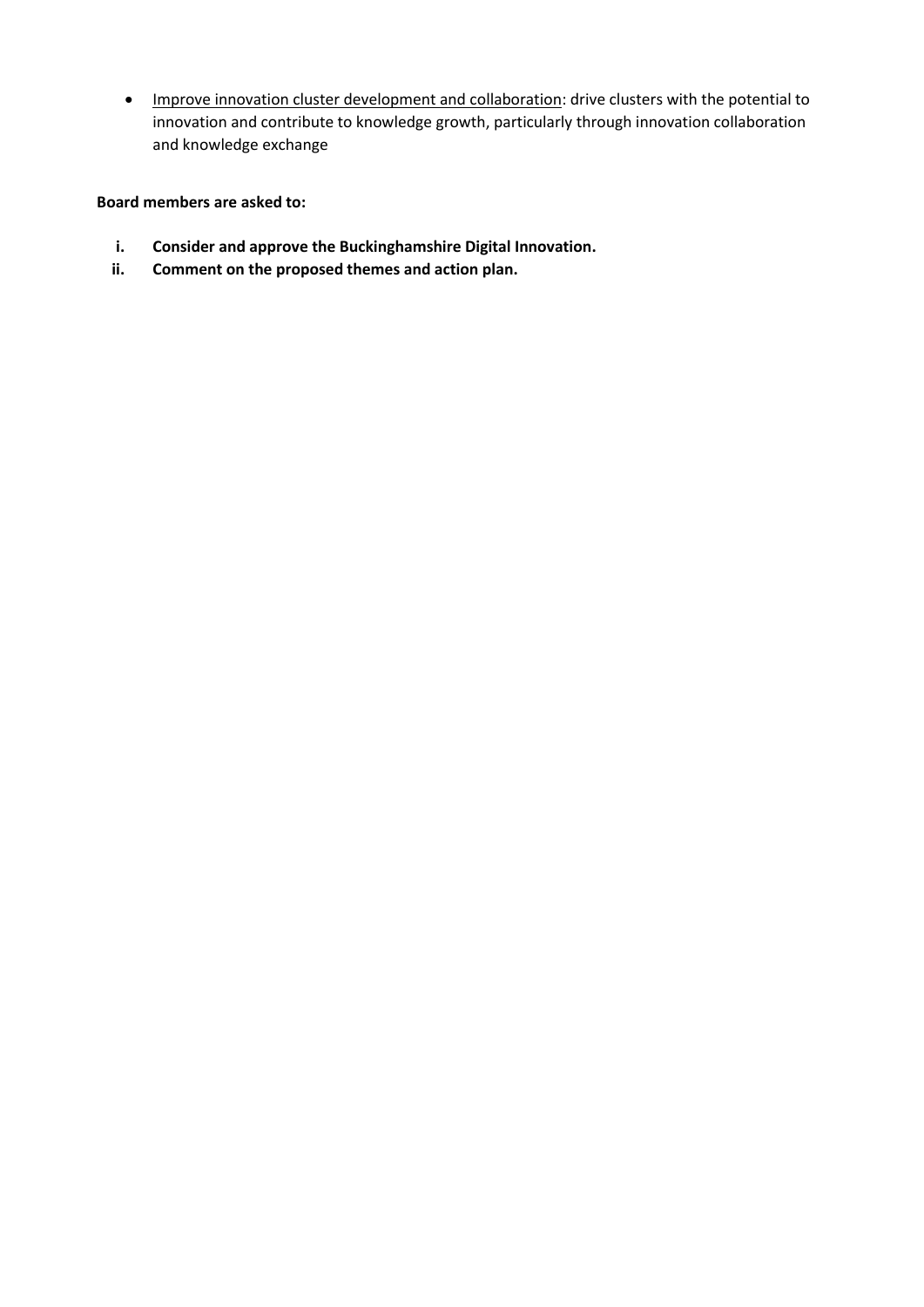- <u>Improve innovation cluster development and collaboration</u>: drive clusters with the potential to innovation and contribute to knowledge growth, particularly through innovation collaboration and knowledge exchange

**Board members are asked to:**

- **i. Consider and approve the Buckinghamshire Digital Innovation.**
- **ii. Comment on the proposed themes and action plan.**